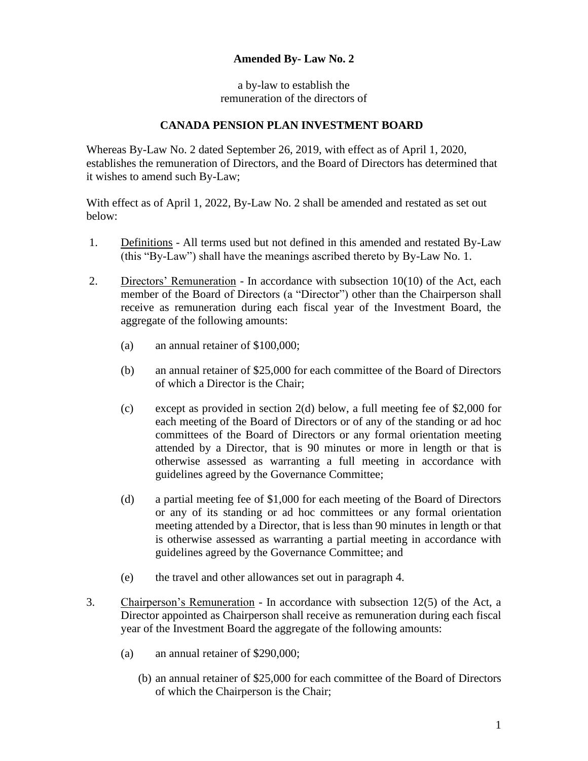**Amended By- Law No. 2**

a by-law to establish the
remuneration of the directors of

**CANADA PENSION PLAN INVESTMENT BOARD**

Whereas By-Law No. 2 dated September 26, 2019, with effect as of April 1, 2020, establishes the remuneration of Directors, and the Board of Directors has determined that it wishes to amend such By-Law;

With effect as of April 1, 2022, By-Law No. 2 shall be amended and restated as set out below:

1. Definitions - All terms used but not defined in this amended and restated By-Law (this "By-Law") shall have the meanings ascribed thereto by By-Law No. 1.

2. Directors' Remuneration - In accordance with subsection 10(10) of the Act, each member of the Board of Directors (a "Director") other than the Chairperson shall receive as remuneration during each fiscal year of the Investment Board, the aggregate of the following amounts:

   (a) an annual retainer of $100,000;

   (b) an annual retainer of $25,000 for each committee of the Board of Directors of which a Director is the Chair;

   (c) except as provided in section 2(d) below, a full meeting fee of $2,000 for each meeting of the Board of Directors or of any of the standing or ad hoc committees of the Board of Directors or any formal orientation meeting attended by a Director, that is 90 minutes or more in length or that is otherwise assessed as warranting a full meeting in accordance with guidelines agreed by the Governance Committee;

   (d) a partial meeting fee of $1,000 for each meeting of the Board of Directors or any of its standing or ad hoc committees or any formal orientation meeting attended by a Director, that is less than 90 minutes in length or that is otherwise assessed as warranting a partial meeting in accordance with guidelines agreed by the Governance Committee; and

   (e) the travel and other allowances set out in paragraph 4.

3. Chairperson's Remuneration - In accordance with subsection 12(5) of the Act, a Director appointed as Chairperson shall receive as remuneration during each fiscal year of the Investment Board the aggregate of the following amounts:

   (a) an annual retainer of $290,000;

   (b) an annual retainer of $25,000 for each committee of the Board of Directors of which the Chairperson is the Chair;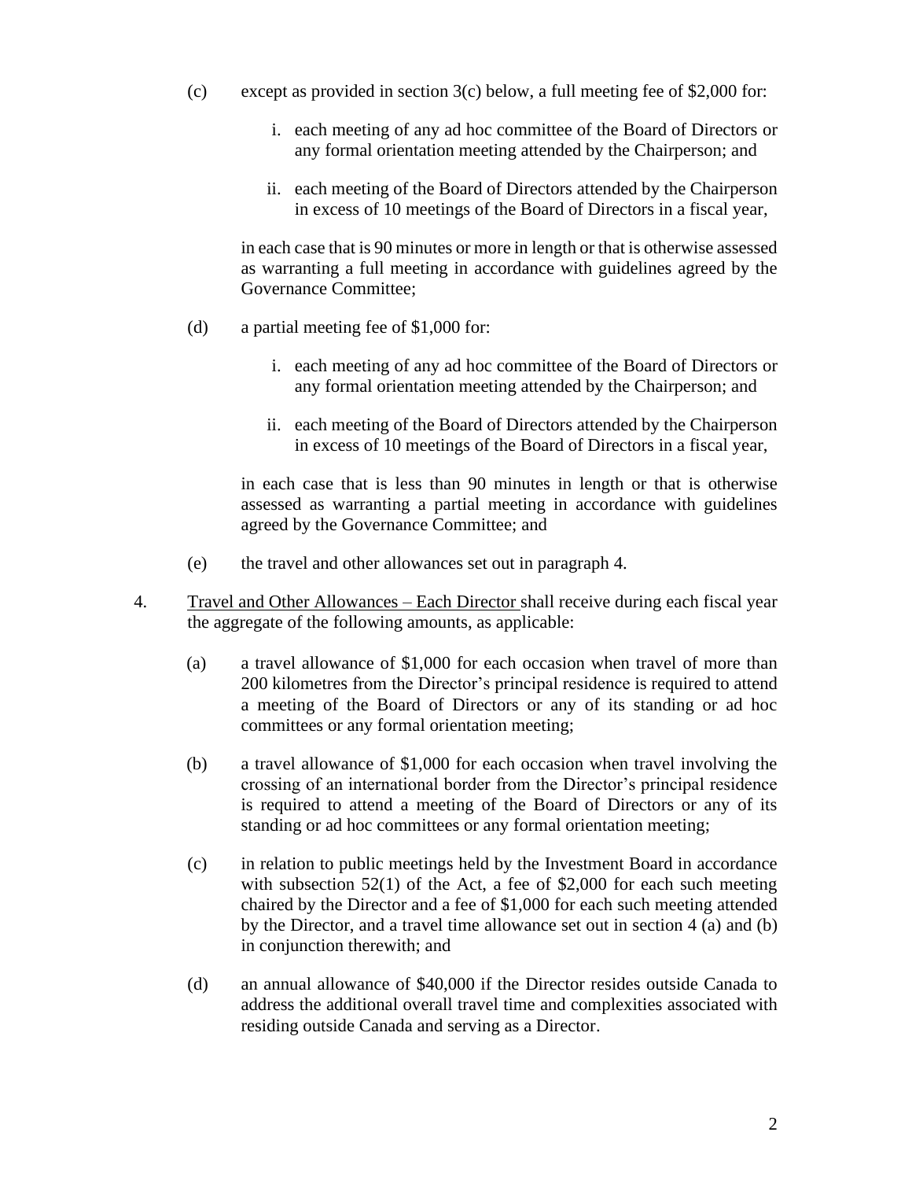(c) except as provided in section 3(c) below, a full meeting fee of $2,000 for:

   i. each meeting of any ad hoc committee of the Board of Directors or any formal orientation meeting attended by the Chairperson; and

   ii. each meeting of the Board of Directors attended by the Chairperson in excess of 10 meetings of the Board of Directors in a fiscal year,

   in each case that is 90 minutes or more in length or that is otherwise assessed as warranting a full meeting in accordance with guidelines agreed by the Governance Committee;

(d) a partial meeting fee of $1,000 for:

   i. each meeting of any ad hoc committee of the Board of Directors or any formal orientation meeting attended by the Chairperson; and

   ii. each meeting of the Board of Directors attended by the Chairperson in excess of 10 meetings of the Board of Directors in a fiscal year,

   in each case that is less than 90 minutes in length or that is otherwise assessed as warranting a partial meeting in accordance with guidelines agreed by the Governance Committee; and

(e) the travel and other allowances set out in paragraph 4.

4. Travel and Other Allowances – Each Director shall receive during each fiscal year the aggregate of the following amounts, as applicable:

   (a) a travel allowance of $1,000 for each occasion when travel of more than 200 kilometres from the Director's principal residence is required to attend a meeting of the Board of Directors or any of its standing or ad hoc committees or any formal orientation meeting;

   (b) a travel allowance of $1,000 for each occasion when travel involving the crossing of an international border from the Director's principal residence is required to attend a meeting of the Board of Directors or any of its standing or ad hoc committees or any formal orientation meeting;

   (c) in relation to public meetings held by the Investment Board in accordance with subsection 52(1) of the Act, a fee of $2,000 for each such meeting chaired by the Director and a fee of $1,000 for each such meeting attended by the Director, and a travel time allowance set out in section 4 (a) and (b) in conjunction therewith; and

   (d) an annual allowance of $40,000 if the Director resides outside Canada to address the additional overall travel time and complexities associated with residing outside Canada and serving as a Director.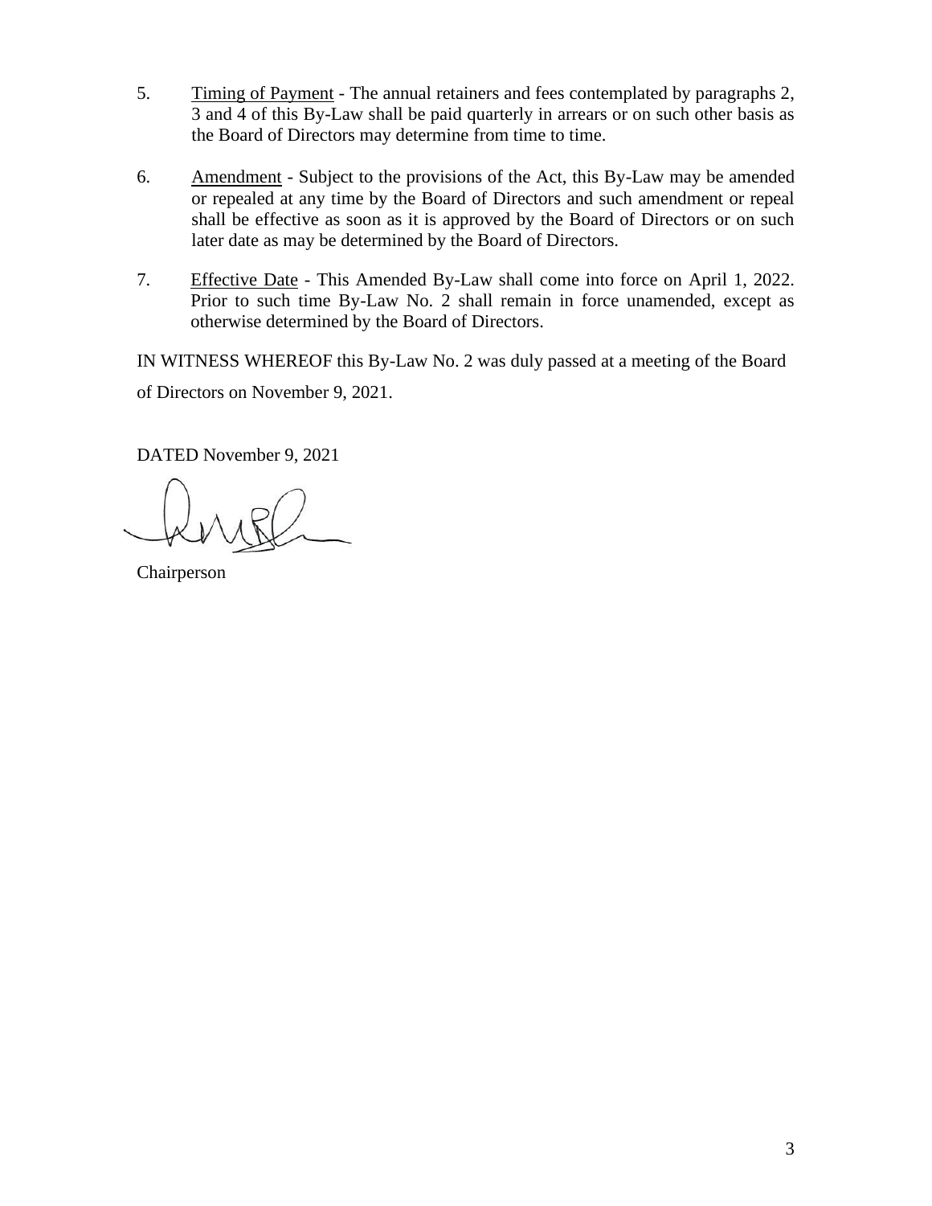5. Timing of Payment - The annual retainers and fees contemplated by paragraphs 2, 3 and 4 of this By-Law shall be paid quarterly in arrears or on such other basis as the Board of Directors may determine from time to time.

6. Amendment - Subject to the provisions of the Act, this By-Law may be amended or repealed at any time by the Board of Directors and such amendment or repeal shall be effective as soon as it is approved by the Board of Directors or on such later date as may be determined by the Board of Directors.

7. Effective Date - This Amended By-Law shall come into force on April 1, 2022. Prior to such time By-Law No. 2 shall remain in force unamended, except as otherwise determined by the Board of Directors.

IN WITNESS WHEREOF this By-Law No. 2 was duly passed at a meeting of the Board of Directors on November 9, 2021.

DATED November 9, 2021

Chairperson